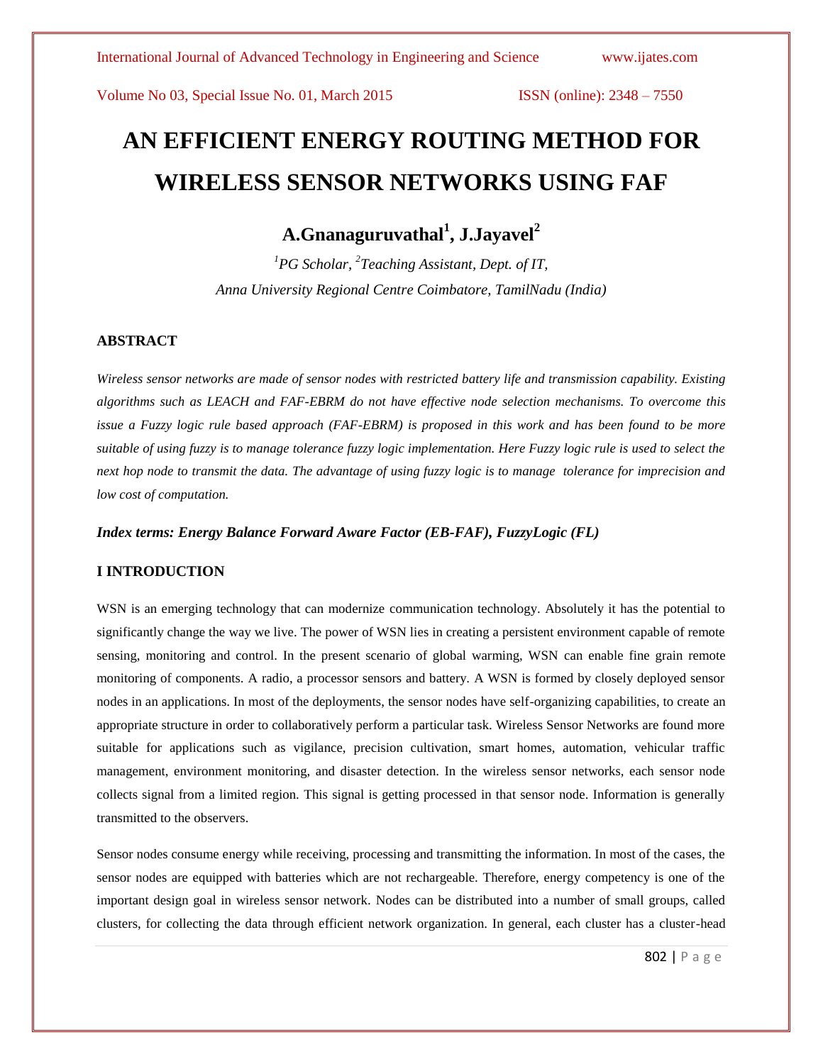# AN EFFICIENT ENERGY ROUTING METHOD FOR WIRELESS SENSOR NETWORKS USING FAF

**A.Gnanaguruvathal[1], J.Jayavel[2]**

*[1]PG Scholar, [2]Teaching Assistant, Dept. of IT,*
*Anna University Regional Centre Coimbatore, TamilNadu (India)*

## ABSTRACT

*Wireless sensor networks are made of sensor nodes with restricted battery life and transmission capability. Existing algorithms such as LEACH and FAF-EBRM do not have effective node selection mechanisms. To overcome this issue a Fuzzy logic rule based approach (FAF-EBRM) is proposed in this work and has been found to be more suitable of using fuzzy is to manage tolerance fuzzy logic implementation. Here Fuzzy logic rule is used to select the next hop node to transmit the data. The advantage of using fuzzy logic is to manage tolerance for imprecision and low cost of computation.*

***Index terms: Energy Balance Forward Aware Factor (EB-FAF), FuzzyLogic (FL)***

## I INTRODUCTION

WSN is an emerging technology that can modernize communication technology. Absolutely it has the potential to significantly change the way we live. The power of WSN lies in creating a persistent environment capable of remote sensing, monitoring and control. In the present scenario of global warming, WSN can enable fine grain remote monitoring of components. A radio, a processor sensors and battery. A WSN is formed by closely deployed sensor nodes in an applications. In most of the deployments, the sensor nodes have self-organizing capabilities, to create an appropriate structure in order to collaboratively perform a particular task. Wireless Sensor Networks are found more suitable for applications such as vigilance, precision cultivation, smart homes, automation, vehicular traffic management, environment monitoring, and disaster detection. In the wireless sensor networks, each sensor node collects signal from a limited region. This signal is getting processed in that sensor node. Information is generally transmitted to the observers.

Sensor nodes consume energy while receiving, processing and transmitting the information. In most of the cases, the sensor nodes are equipped with batteries which are not rechargeable. Therefore, energy competency is one of the important design goal in wireless sensor network. Nodes can be distributed into a number of small groups, called clusters, for collecting the data through efficient network organization. In general, each cluster has a cluster-head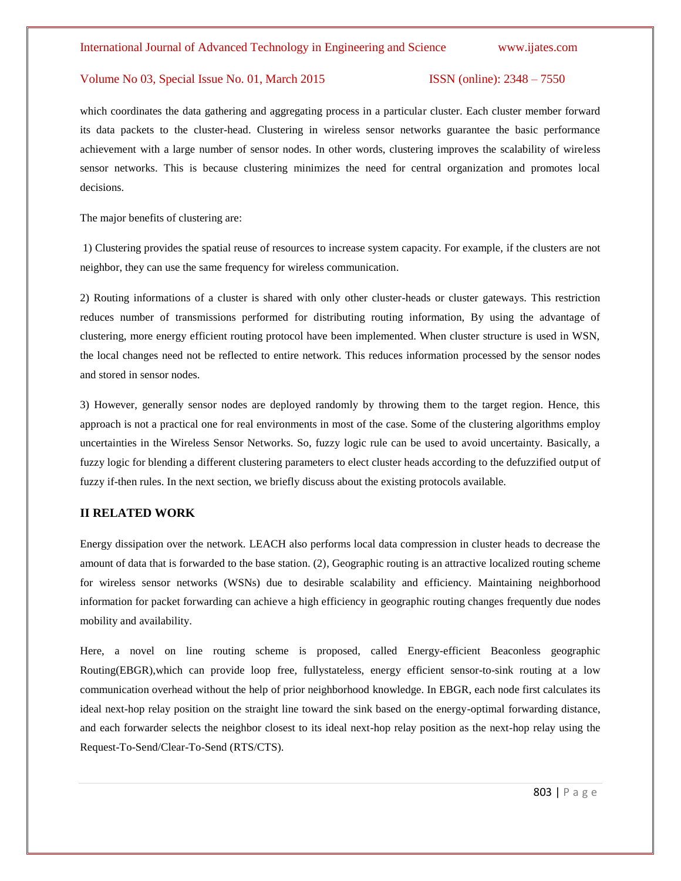which coordinates the data gathering and aggregating process in a particular cluster. Each cluster member forward its data packets to the cluster-head. Clustering in wireless sensor networks guarantee the basic performance achievement with a large number of sensor nodes. In other words, clustering improves the scalability of wireless sensor networks. This is because clustering minimizes the need for central organization and promotes local decisions.

The major benefits of clustering are:

1) Clustering provides the spatial reuse of resources to increase system capacity. For example, if the clusters are not neighbor, they can use the same frequency for wireless communication.

2) Routing informations of a cluster is shared with only other cluster-heads or cluster gateways. This restriction reduces number of transmissions performed for distributing routing information, By using the advantage of clustering, more energy efficient routing protocol have been implemented. When cluster structure is used in WSN, the local changes need not be reflected to entire network. This reduces information processed by the sensor nodes and stored in sensor nodes.

3) However, generally sensor nodes are deployed randomly by throwing them to the target region. Hence, this approach is not a practical one for real environments in most of the case. Some of the clustering algorithms employ uncertainties in the Wireless Sensor Networks. So, fuzzy logic rule can be used to avoid uncertainty. Basically, a fuzzy logic for blending a different clustering parameters to elect cluster heads according to the defuzzified output of fuzzy if-then rules. In the next section, we briefly discuss about the existing protocols available.

## II RELATED WORK

Energy dissipation over the network. LEACH also performs local data compression in cluster heads to decrease the amount of data that is forwarded to the base station. (2), Geographic routing is an attractive localized routing scheme for wireless sensor networks (WSNs) due to desirable scalability and efficiency. Maintaining neighborhood information for packet forwarding can achieve a high efficiency in geographic routing changes frequently due nodes mobility and availability.

Here, a novel on line routing scheme is proposed, called Energy-efficient Beaconless geographic Routing(EBGR),which can provide loop free, fullystateless, energy efficient sensor-to-sink routing at a low communication overhead without the help of prior neighborhood knowledge. In EBGR, each node first calculates its ideal next-hop relay position on the straight line toward the sink based on the energy-optimal forwarding distance, and each forwarder selects the neighbor closest to its ideal next-hop relay position as the next-hop relay using the Request-To-Send/Clear-To-Send (RTS/CTS).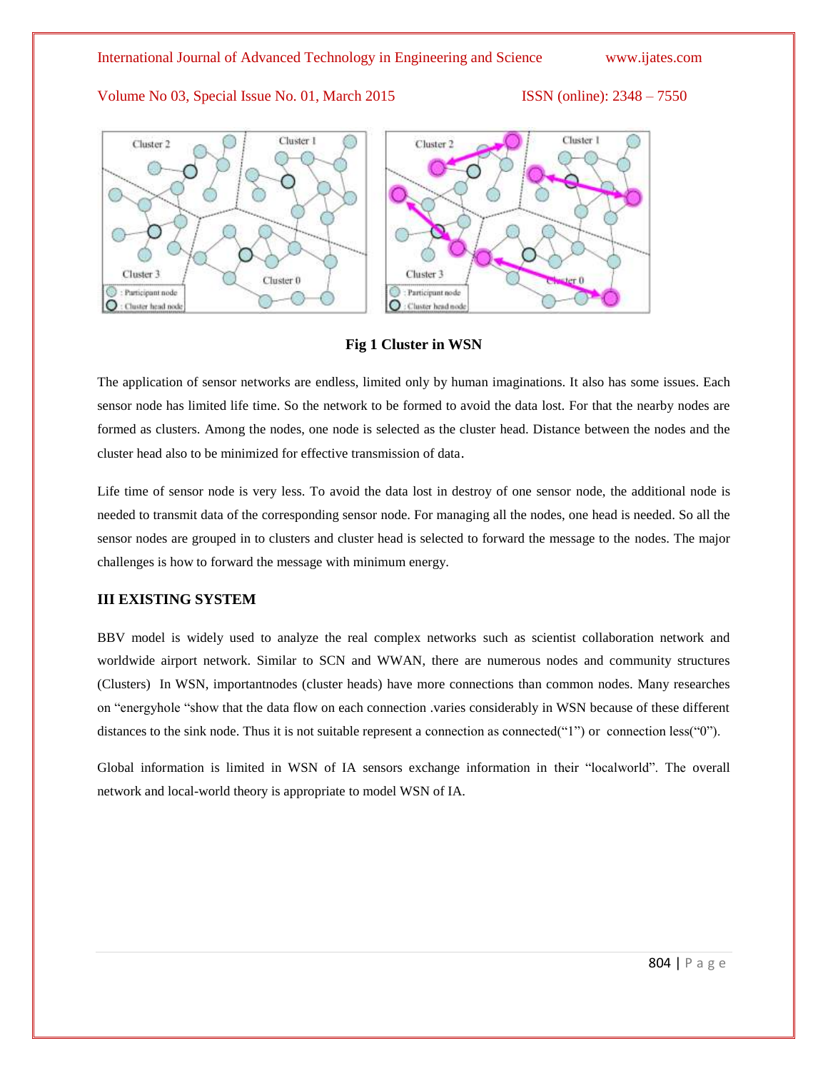**Fig 1 Cluster in WSN**

The application of sensor networks are endless, limited only by human imaginations. It also has some issues. Each sensor node has limited life time. So the network to be formed to avoid the data lost. For that the nearby nodes are formed as clusters. Among the nodes, one node is selected as the cluster head. Distance between the nodes and the cluster head also to be minimized for effective transmission of data.

Life time of sensor node is very less. To avoid the data lost in destroy of one sensor node, the additional node is needed to transmit data of the corresponding sensor node. For managing all the nodes, one head is needed. So all the sensor nodes are grouped in to clusters and cluster head is selected to forward the message to the nodes. The major challenges is how to forward the message with minimum energy.

### III EXISTING SYSTEM

BBV model is widely used to analyze the real complex networks such as scientist collaboration network and worldwide airport network. Similar to SCN and WWAN, there are numerous nodes and community structures (Clusters) In WSN, importantnodes (cluster heads) have more connections than common nodes. Many researches on "energyhole "show that the data flow on each connection .varies considerably in WSN because of these different distances to the sink node. Thus it is not suitable represent a connection as connected("1") or connection less("0").

Global information is limited in WSN of IA sensors exchange information in their "localworld". The overall network and local-world theory is appropriate to model WSN of IA.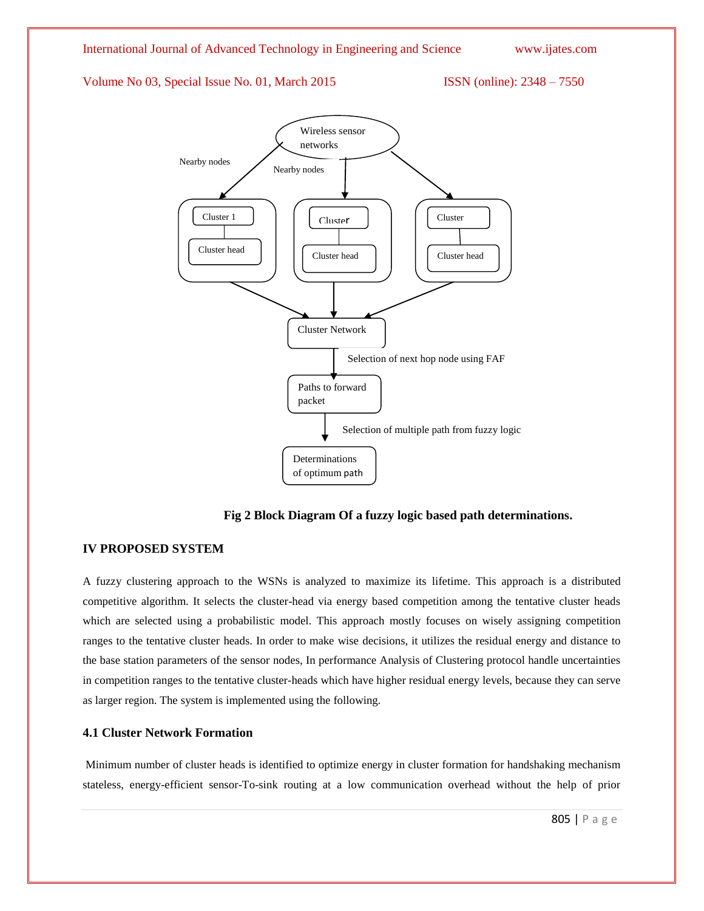Wireless sensor networks

Nearby nodes

Nearby nodes

Cluster 1

Cluster head

Cluster

Cluster head

Cluster

Cluster head

Cluster Network

Selection of next hop node using FAF

Paths to forward packet

Selection of multiple path from fuzzy logic

Determinations of optimum path

**Fig 2 Block Diagram Of a fuzzy logic based path determinations.**

## IV PROPOSED SYSTEM

A fuzzy clustering approach to the WSNs is analyzed to maximize its lifetime. This approach is a distributed competitive algorithm. It selects the cluster-head via energy based competition among the tentative cluster heads which are selected using a probabilistic model. This approach mostly focuses on wisely assigning competition ranges to the tentative cluster heads. In order to make wise decisions, it utilizes the residual energy and distance to the base station parameters of the sensor nodes, In performance Analysis of Clustering protocol handle uncertainties in competition ranges to the tentative cluster-heads which have higher residual energy levels, because they can serve as larger region. The system is implemented using the following.

### 4.1 Cluster Network Formation

Minimum number of cluster heads is identified to optimize energy in cluster formation for handshaking mechanism stateless, energy-efficient sensor-To-sink routing at a low communication overhead without the help of prior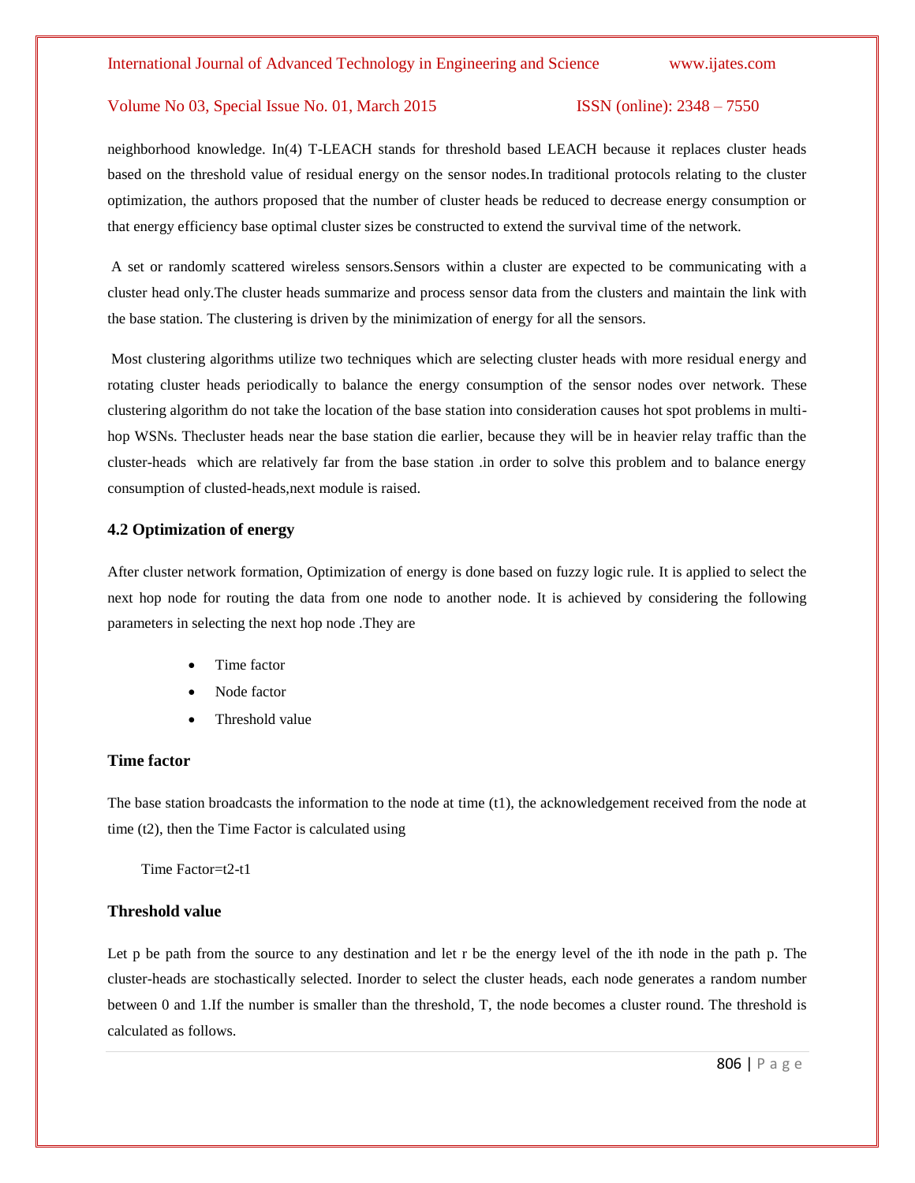neighborhood knowledge. In(4) T-LEACH stands for threshold based LEACH because it replaces cluster heads based on the threshold value of residual energy on the sensor nodes.In traditional protocols relating to the cluster optimization, the authors proposed that the number of cluster heads be reduced to decrease energy consumption or that energy efficiency base optimal cluster sizes be constructed to extend the survival time of the network.

A set or randomly scattered wireless sensors.Sensors within a cluster are expected to be communicating with a cluster head only.The cluster heads summarize and process sensor data from the clusters and maintain the link with the base station. The clustering is driven by the minimization of energy for all the sensors.

Most clustering algorithms utilize two techniques which are selecting cluster heads with more residual energy and rotating cluster heads periodically to balance the energy consumption of the sensor nodes over network. These clustering algorithm do not take the location of the base station into consideration causes hot spot problems in multi-hop WSNs. Thecluster heads near the base station die earlier, because they will be in heavier relay traffic than the cluster-heads which are relatively far from the base station .in order to solve this problem and to balance energy consumption of clusted-heads,next module is raised.

### 4.2 Optimization of energy

After cluster network formation, Optimization of energy is done based on fuzzy logic rule. It is applied to select the next hop node for routing the data from one node to another node. It is achieved by considering the following parameters in selecting the next hop node .They are

- Time factor
- Node factor
- Threshold value

### Time factor

The base station broadcasts the information to the node at time (t1), the acknowledgement received from the node at time (t2), then the Time Factor is calculated using

Time Factor=t2-t1

### Threshold value

Let p be path from the source to any destination and let r be the energy level of the ith node in the path p. The cluster-heads are stochastically selected. Inorder to select the cluster heads, each node generates a random number between 0 and 1.If the number is smaller than the threshold, T, the node becomes a cluster round. The threshold is calculated as follows.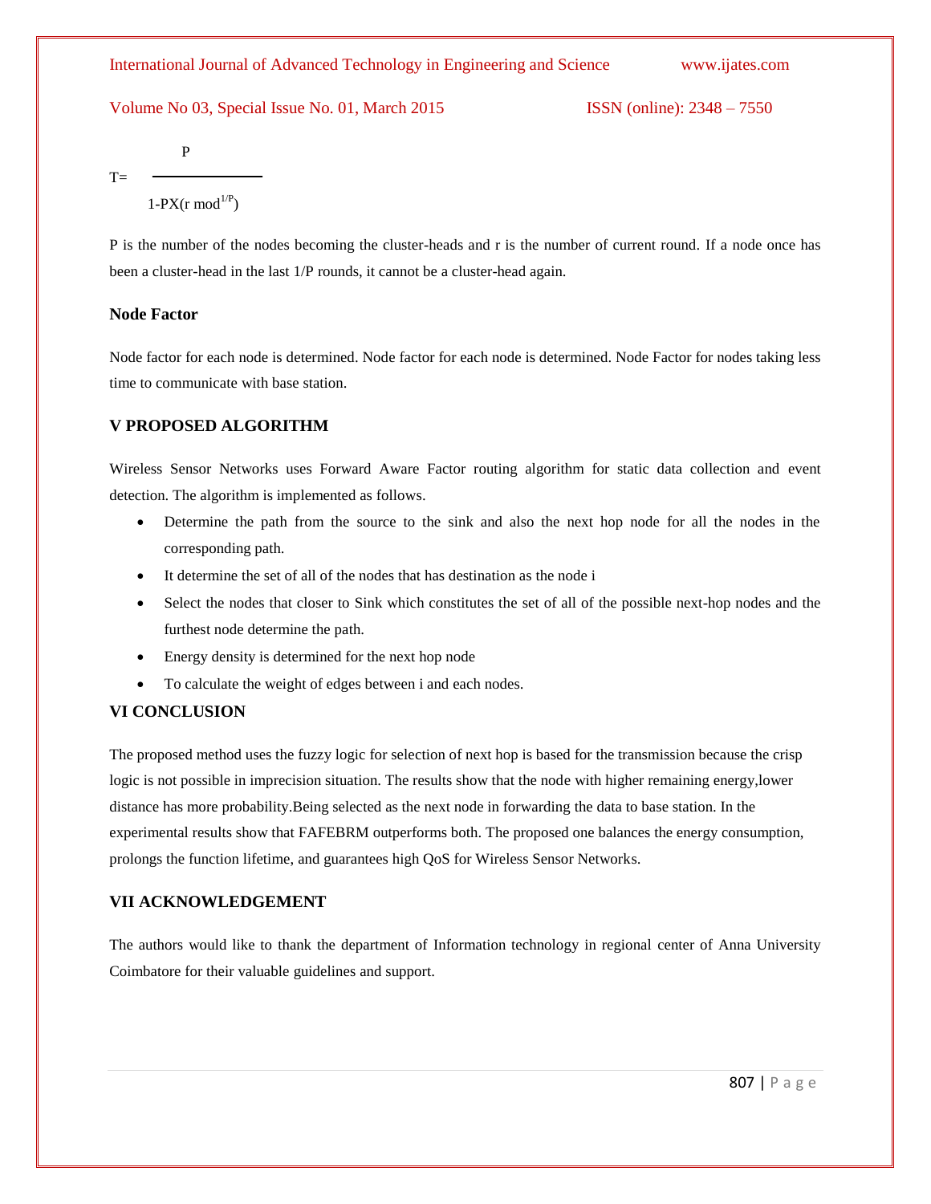$$T = \frac{P}{1 - P \times (r \bmod^{1/P})}$$

P is the number of the nodes becoming the cluster-heads and r is the number of current round. If a node once has been a cluster-head in the last 1/P rounds, it cannot be a cluster-head again.

### Node Factor

Node factor for each node is determined. Node factor for each node is determined. Node Factor for nodes taking less time to communicate with base station.

## V PROPOSED ALGORITHM

Wireless Sensor Networks uses Forward Aware Factor routing algorithm for static data collection and event detection. The algorithm is implemented as follows.

- Determine the path from the source to the sink and also the next hop node for all the nodes in the corresponding path.
- It determine the set of all of the nodes that has destination as the node i
- Select the nodes that closer to Sink which constitutes the set of all of the possible next-hop nodes and the furthest node determine the path.
- Energy density is determined for the next hop node
- To calculate the weight of edges between i and each nodes.

## VI CONCLUSION

The proposed method uses the fuzzy logic for selection of next hop is based for the transmission because the crisp logic is not possible in imprecision situation. The results show that the node with higher remaining energy,lower distance has more probability.Being selected as the next node in forwarding the data to base station. In the experimental results show that FAFEBRM outperforms both. The proposed one balances the energy consumption, prolongs the function lifetime, and guarantees high QoS for Wireless Sensor Networks.

## VII ACKNOWLEDGEMENT

The authors would like to thank the department of Information technology in regional center of Anna University Coimbatore for their valuable guidelines and support.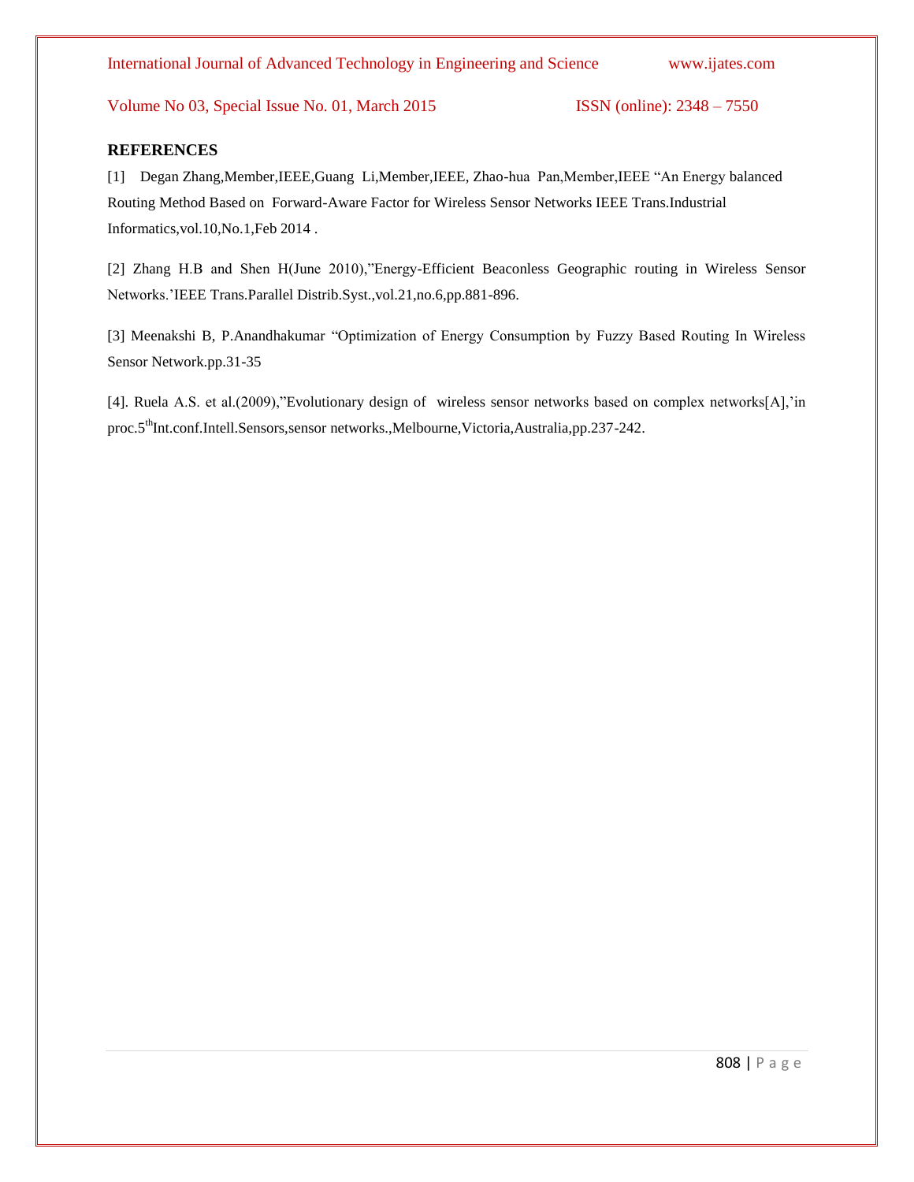## REFERENCES

[1] Degan Zhang,Member,IEEE,Guang Li,Member,IEEE, Zhao-hua Pan,Member,IEEE "An Energy balanced Routing Method Based on Forward-Aware Factor for Wireless Sensor Networks IEEE Trans.Industrial Informatics,vol.10,No.1,Feb 2014 .

[2] Zhang H.B and Shen H(June 2010),"Energy-Efficient Beaconless Geographic routing in Wireless Sensor Networks.'IEEE Trans.Parallel Distrib.Syst.,vol.21,no.6,pp.881-896.

[3] Meenakshi B, P.Anandhakumar "Optimization of Energy Consumption by Fuzzy Based Routing In Wireless Sensor Network.pp.31-35

[4]. Ruela A.S. et al.(2009),"Evolutionary design of wireless sensor networks based on complex networks[A],'in proc.5th Int.conf.Intell.Sensors,sensor networks.,Melbourne,Victoria,Australia,pp.237-242.